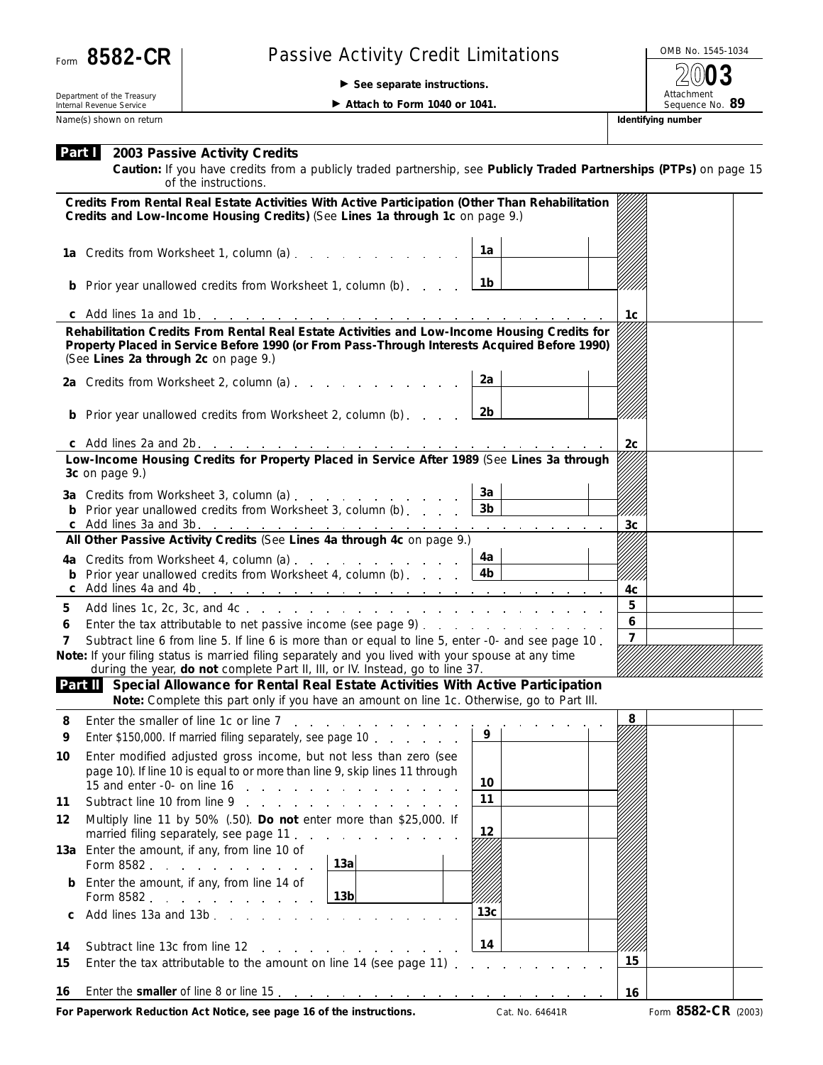Form **8582-CR**

Department of the Treasury
Internal Revenue Service

# Passive Activity Credit Limitations

▶ **See separate instructions.**

▶ **Attach to Form 1040 or 1041.**

OMB No. 1545-1034

**2003**

Attachment Sequence No. **89**

Name(s) shown on return | **Identifying number**

## Part I 2003 Passive Activity Credits

**Caution:** If you have credits from a publicly traded partnership, see **Publicly Traded Partnerships (PTPs)** on page 15 of the instructions.

**Credits From Rental Real Estate Activities With Active Participation (Other Than Rehabilitation Credits and Low-Income Housing Credits)** (See **Lines 1a through 1c** on page 9.)

| | | | |
|---|---|---|---|
| **1a** Credits from Worksheet 1, column (a) | 1a | | |
| **b** Prior year unallowed credits from Worksheet 1, column (b) | 1b | | |
| **c** Add lines 1a and 1b | | 1c | |

**Rehabilitation Credits From Rental Real Estate Activities and Low-Income Housing Credits for Property Placed in Service Before 1990 (or From Pass-Through Interests Acquired Before 1990)** (See **Lines 2a through 2c** on page 9.)

| | | | |
|---|---|---|---|
| **2a** Credits from Worksheet 2, column (a) | 2a | | |
| **b** Prior year unallowed credits from Worksheet 2, column (b) | 2b | | |
| **c** Add lines 2a and 2b | | 2c | |

**Low-Income Housing Credits for Property Placed in Service After 1989** (See **Lines 3a through 3c** on page 9.)

| | | | |
|---|---|---|---|
| **3a** Credits from Worksheet 3, column (a) | 3a | | |
| **b** Prior year unallowed credits from Worksheet 3, column (b) | 3b | | |
| **c** Add lines 3a and 3b | | 3c | |

**All Other Passive Activity Credits** (See **Lines 4a through 4c** on page 9.)

| | | | |
|---|---|---|---|
| **4a** Credits from Worksheet 4, column (a) | 4a | | |
| **b** Prior year unallowed credits from Worksheet 4, column (b) | 4b | | |
| **c** Add lines 4a and 4b | | 4c | |
| **5** Add lines 1c, 2c, 3c, and 4c | | 5 | |
| **6** Enter the tax attributable to net passive income (see page 9) | | 6 | |
| **7** Subtract line 6 from line 5. If line 6 is more than or equal to line 5, enter -0- and see page 10 | | 7 | |

**Note:** If your filing status is married filing separately and you lived with your spouse at any time during the year, **do not** complete Part II, III, or IV. Instead, go to line 37.

## Part II Special Allowance for Rental Real Estate Activities With Active Participation

**Note:** Complete this part only if you have an amount on line 1c. Otherwise, go to Part III.

| | | | | | |
|---|---|---|---|---|---|
| **8** Enter the smaller of line 1c or line 7 | | | | 8 | |
| **9** Enter $150,000. If married filing separately, see page 10 | | 9 | | | |
| **10** Enter modified adjusted gross income, but not less than zero (see page 10). If line 10 is equal to or more than line 9, skip lines 11 through 15 and enter -0- on line 16 | | 10 | | | |
| **11** Subtract line 10 from line 9 | | 11 | | | |
| **12** Multiply line 11 by 50% (.50). **Do not** enter more than $25,000. If married filing separately, see page 11 | | 12 | | | |
| **13a** Enter the amount, if any, from line 10 of Form 8582 | 13a | | | | |
| **b** Enter the amount, if any, from line 14 of Form 8582 | 13b | | | | |
| **c** Add lines 13a and 13b | | 13c | | | |
| **14** Subtract line 13c from line 12 | | 14 | | | |
| **15** Enter the tax attributable to the amount on line 14 (see page 11) | | | | 15 | |
| **16** Enter the **smaller** of line 8 or line 15 | | | | 16 | |

**For Paperwork Reduction Act Notice, see page 16 of the instructions.** Cat. No. 64641R Form **8582-CR** (2003)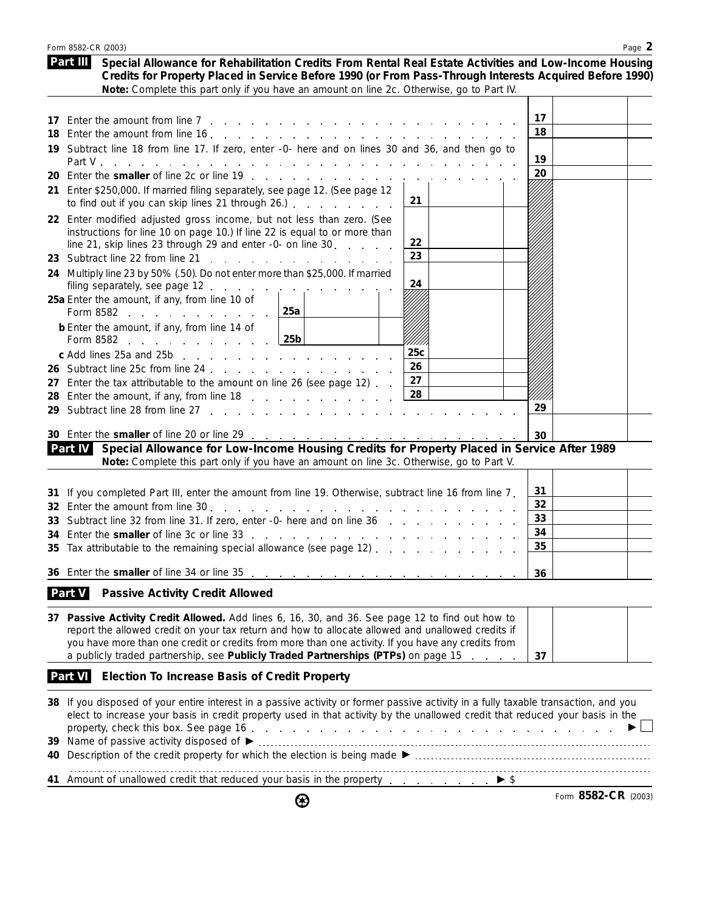Form 8582-CR (2003)

## Part III Special Allowance for Rehabilitation Credits From Rental Real Estate Activities and Low-Income Housing Credits for Property Placed in Service Before 1990 (or From Pass-Through Interests Acquired Before 1990)

**Note:** Complete this part only if you have an amount on line 2c. Otherwise, go to Part IV.

| | | | | | |
|---|---|---|---|---|---|
| 17 | Enter the amount from line 7 | | | 17 | |
| 18 | Enter the amount from line 16 | | | 18 | |
| 19 | Subtract line 18 from line 17. If zero, enter -0- here and on lines 30 and 36, and then go to Part V | | | 19 | |
| 20 | Enter the **smaller** of line 2c or line 19 | | | 20 | |
| 21 | Enter $250,000. If married filing separately, see page 12. (See page 12 to find out if you can skip lines 21 through 26.) | 21 | | | |
| 22 | Enter modified adjusted gross income, but not less than zero. (See instructions for line 10 on page 10.) If line 22 is equal to or more than line 21, skip lines 23 through 29 and enter -0- on line 30 | 22 | | | |
| 23 | Subtract line 22 from line 21 | 23 | | | |
| 24 | Multiply line 23 by 50% (.50). Do not enter more than $25,000. If married filing separately, see page 12 | 24 | | | |
| 25a | Enter the amount, if any, from line 10 of Form 8582 — 25a | | | | |
| b | Enter the amount, if any, from line 14 of Form 8582 — 25b | | | | |
| c | Add lines 25a and 25b | 25c | | | |
| 26 | Subtract line 25c from line 24 | 26 | | | |
| 27 | Enter the tax attributable to the amount on line 26 (see page 12) | 27 | | | |
| 28 | Enter the amount, if any, from line 18 | 28 | | | |
| 29 | Subtract line 28 from line 27 | | | 29 | |
| 30 | Enter the **smaller** of line 20 or line 29 | | | 30 | |

## Part IV Special Allowance for Low-Income Housing Credits for Property Placed in Service After 1989

**Note:** Complete this part only if you have an amount on line 3c. Otherwise, go to Part V.

| | | | |
|---|---|---|---|
| 31 | If you completed Part III, enter the amount from line 19. Otherwise, subtract line 16 from line 7 | 31 | |
| 32 | Enter the amount from line 30 | 32 | |
| 33 | Subtract line 32 from line 31. If zero, enter -0- here and on line 36 | 33 | |
| 34 | Enter the **smaller** of line 3c or line 33 | 34 | |
| 35 | Tax attributable to the remaining special allowance (see page 12) | 35 | |
| 36 | Enter the **smaller** of line 34 or line 35 | 36 | |

## Part V Passive Activity Credit Allowed

| | | | |
|---|---|---|---|
| 37 | **Passive Activity Credit Allowed.** Add lines 6, 16, 30, and 36. See page 12 to find out how to report the allowed credit on your tax return and how to allocate allowed and unallowed credits if you have more than one credit or credits from more than one activity. If you have any credits from a publicly traded partnership, see **Publicly Traded Partnerships (PTPs)** on page 15 | 37 | |

## Part VI Election To Increase Basis of Credit Property

**38** If you disposed of your entire interest in a passive activity or former passive activity in a fully taxable transaction, and you elect to increase your basis in credit property used in that activity by the unallowed credit that reduced your basis in the property, check this box. See page 16 ▶ ☐

**39** Name of passive activity disposed of ▶

**40** Description of the credit property for which the election is being made ▶

**41** Amount of unallowed credit that reduced your basis in the property ▶ $

Form **8582-CR** (2003)